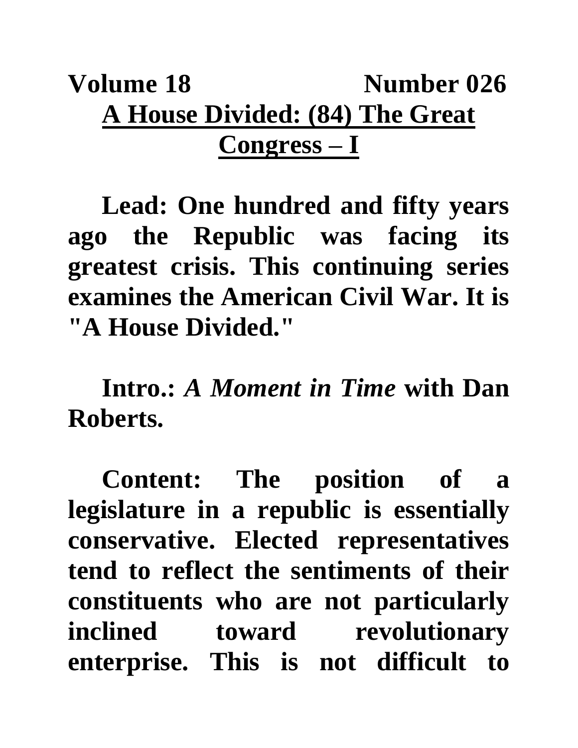**Volume 18 Number 026**

# A House Divided: (84) The Great Congress – I

**Lead: One hundred and fifty years ago the Republic was facing its greatest crisis. This continuing series examines the American Civil War. It is "A House Divided."**

**Intro.:** ***A Moment in Time*** **with Dan Roberts.**

**Content: The position of a legislature in a republic is essentially conservative. Elected representatives tend to reflect the sentiments of their constituents who are not particularly inclined toward revolutionary enterprise. This is not difficult to**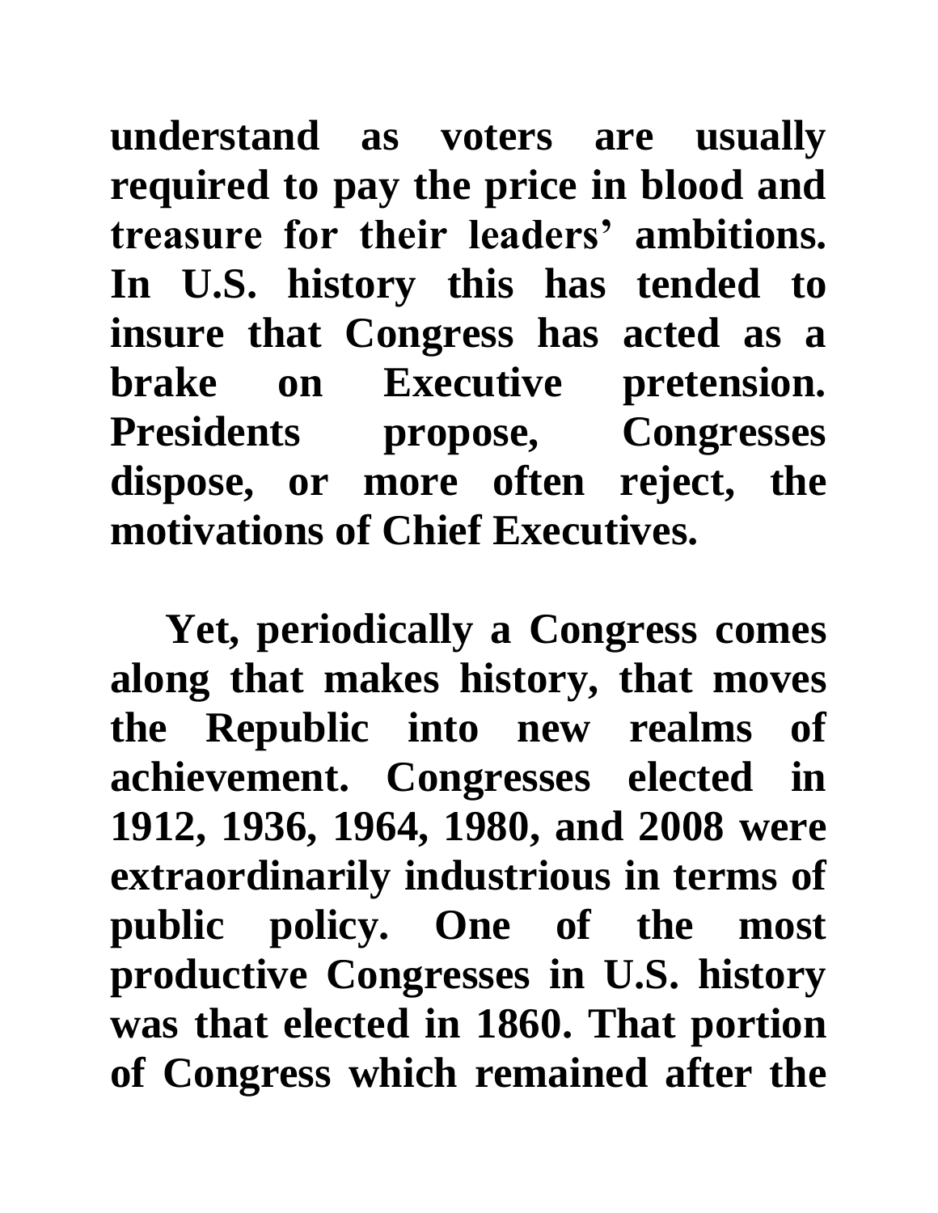**understand as voters are usually required to pay the price in blood and treasure for their leaders' ambitions. In U.S. history this has tended to insure that Congress has acted as a brake on Executive pretension. Presidents propose, Congresses dispose, or more often reject, the motivations of Chief Executives.**

**Yet, periodically a Congress comes along that makes history, that moves the Republic into new realms of achievement. Congresses elected in 1912, 1936, 1964, 1980, and 2008 were extraordinarily industrious in terms of public policy. One of the most productive Congresses in U.S. history was that elected in 1860. That portion of Congress which remained after the**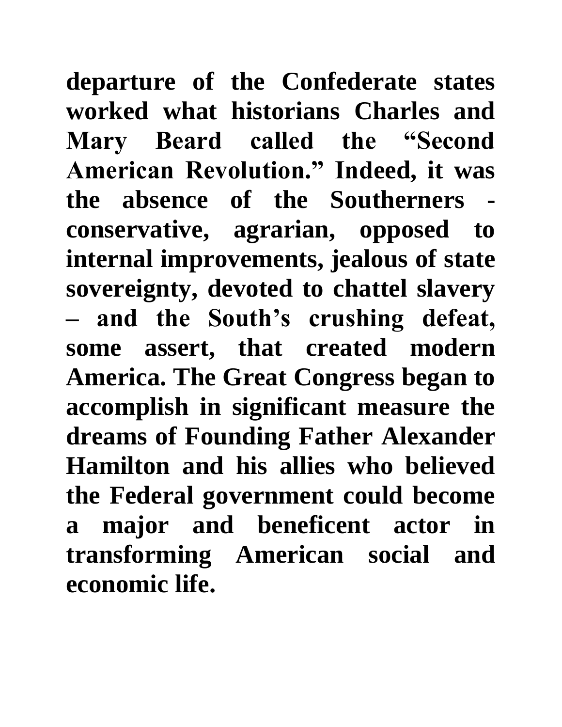**departure of the Confederate states worked what historians Charles and Mary Beard called the "Second American Revolution." Indeed, it was the absence of the Southerners - conservative, agrarian, opposed to internal improvements, jealous of state sovereignty, devoted to chattel slavery – and the South's crushing defeat, some assert, that created modern America. The Great Congress began to accomplish in significant measure the dreams of Founding Father Alexander Hamilton and his allies who believed the Federal government could become a major and beneficent actor in transforming American social and economic life.**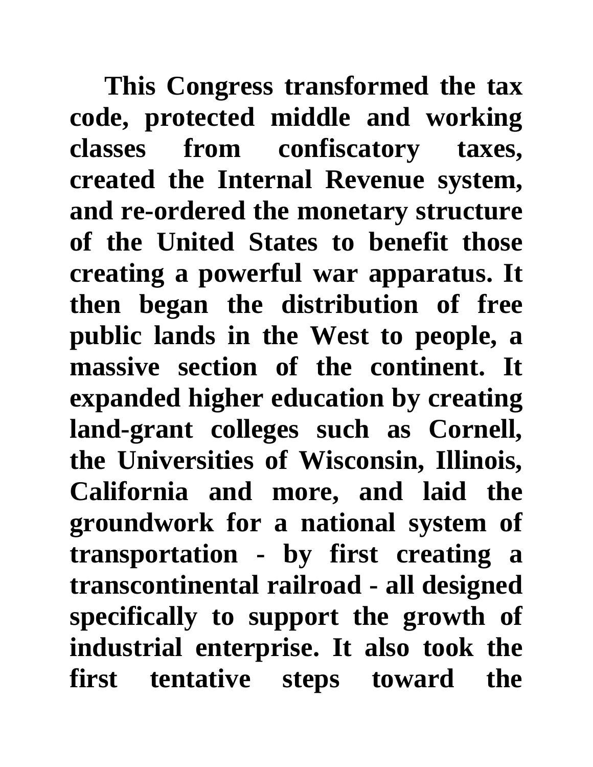**This Congress transformed the tax code, protected middle and working classes from confiscatory taxes, created the Internal Revenue system, and re-ordered the monetary structure of the United States to benefit those creating a powerful war apparatus. It then began the distribution of free public lands in the West to people, a massive section of the continent. It expanded higher education by creating land-grant colleges such as Cornell, the Universities of Wisconsin, Illinois, California and more, and laid the groundwork for a national system of transportation - by first creating a transcontinental railroad - all designed specifically to support the growth of industrial enterprise. It also took the first tentative steps toward the**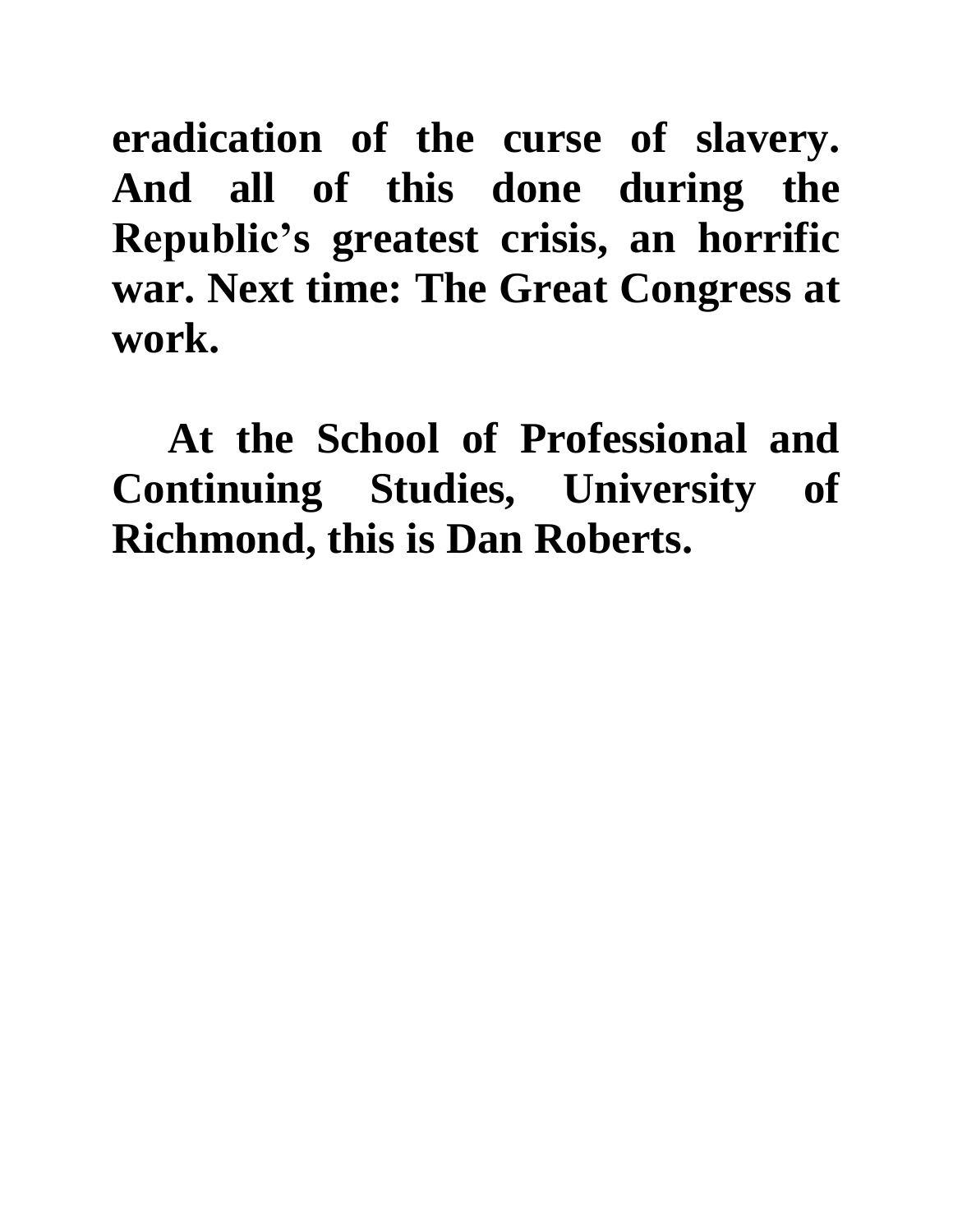**eradication of the curse of slavery. And all of this done during the Republic's greatest crisis, an horrific war. Next time: The Great Congress at work.**

**At the School of Professional and Continuing Studies, University of Richmond, this is Dan Roberts.**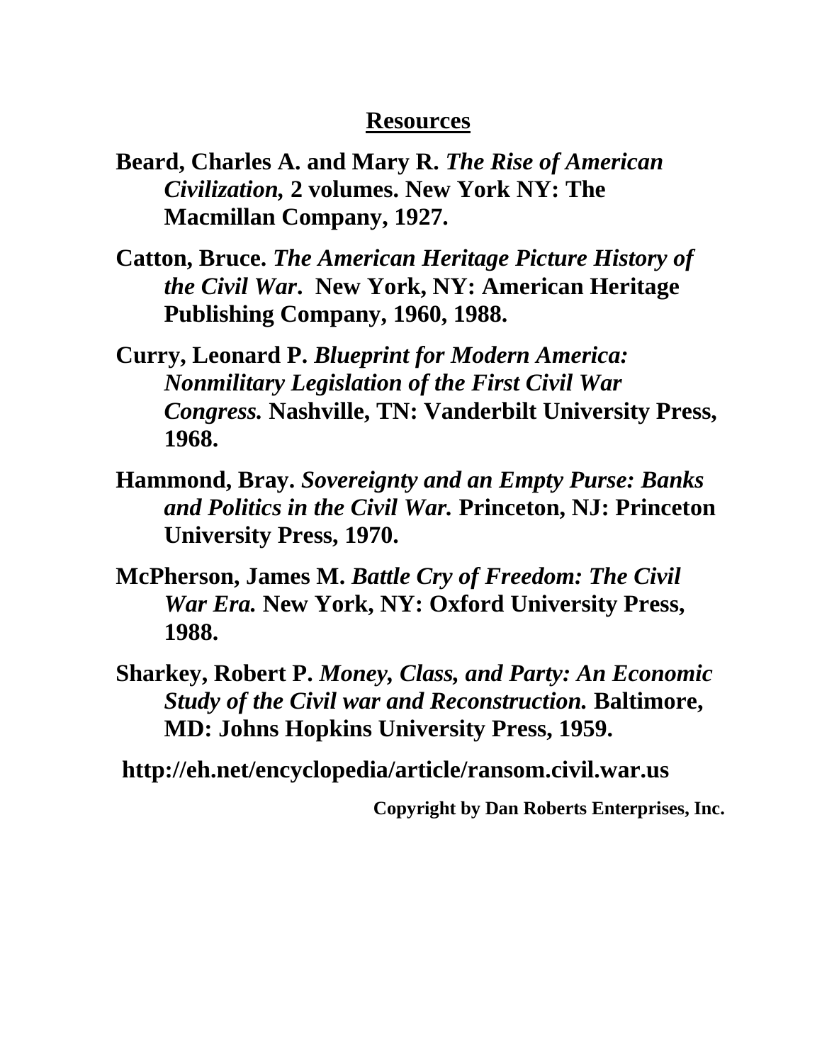## Resources

**Beard, Charles A. and Mary R.** ***The Rise of American Civilization,*** **2 volumes. New York NY: The Macmillan Company, 1927.**

**Catton, Bruce.** ***The American Heritage Picture History of the Civil War*****. New York, NY: American Heritage Publishing Company, 1960, 1988.**

**Curry, Leonard P.** ***Blueprint for Modern America: Nonmilitary Legislation of the First Civil War Congress.*** **Nashville, TN: Vanderbilt University Press, 1968.**

**Hammond, Bray.** ***Sovereignty and an Empty Purse: Banks and Politics in the Civil War.*** **Princeton, NJ: Princeton University Press, 1970.**

**McPherson, James M.** ***Battle Cry of Freedom: The Civil War Era.*** **New York, NY: Oxford University Press, 1988.**

**Sharkey, Robert P.** ***Money, Class, and Party: An Economic Study of the Civil war and Reconstruction.*** **Baltimore, MD: Johns Hopkins University Press, 1959.**

**http://eh.net/encyclopedia/article/ransom.civil.war.us**

**Copyright by Dan Roberts Enterprises, Inc.**